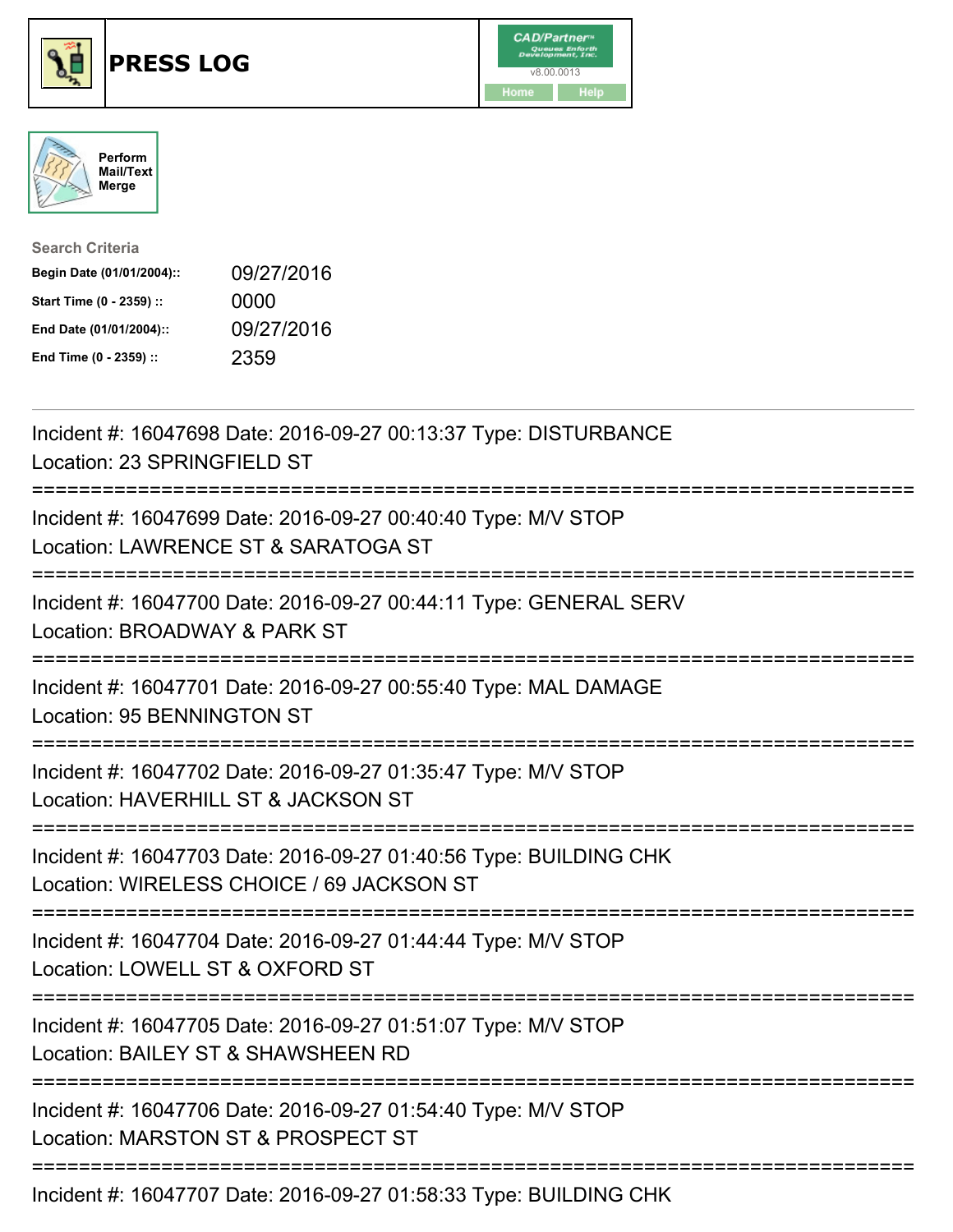# PRESS LOG

Perform Mail/Text Merge

**Search Criteria**

| | |
|---|---|
| **Begin Date (01/01/2004)::** | 09/27/2016 |
| **Start Time (0 - 2359) ::** | 0000 |
| **End Date (01/01/2004)::** | 09/27/2016 |
| **End Time (0 - 2359) ::** | 2359 |

Incident #: 16047698 Date: 2016-09-27 00:13:37 Type: DISTURBANCE
Location: 23 SPRINGFIELD ST

===========================================================================

Incident #: 16047699 Date: 2016-09-27 00:40:40 Type: M/V STOP
Location: LAWRENCE ST & SARATOGA ST

===========================================================================

Incident #: 16047700 Date: 2016-09-27 00:44:11 Type: GENERAL SERV
Location: BROADWAY & PARK ST

===========================================================================

Incident #: 16047701 Date: 2016-09-27 00:55:40 Type: MAL DAMAGE
Location: 95 BENNINGTON ST

===========================================================================

Incident #: 16047702 Date: 2016-09-27 01:35:47 Type: M/V STOP
Location: HAVERHILL ST & JACKSON ST

===========================================================================

Incident #: 16047703 Date: 2016-09-27 01:40:56 Type: BUILDING CHK
Location: WIRELESS CHOICE / 69 JACKSON ST

===========================================================================

Incident #: 16047704 Date: 2016-09-27 01:44:44 Type: M/V STOP
Location: LOWELL ST & OXFORD ST

===========================================================================

Incident #: 16047705 Date: 2016-09-27 01:51:07 Type: M/V STOP
Location: BAILEY ST & SHAWSHEEN RD

===========================================================================

Incident #: 16047706 Date: 2016-09-27 01:54:40 Type: M/V STOP
Location: MARSTON ST & PROSPECT ST

===========================================================================

Incident #: 16047707 Date: 2016-09-27 01:58:33 Type: BUILDING CHK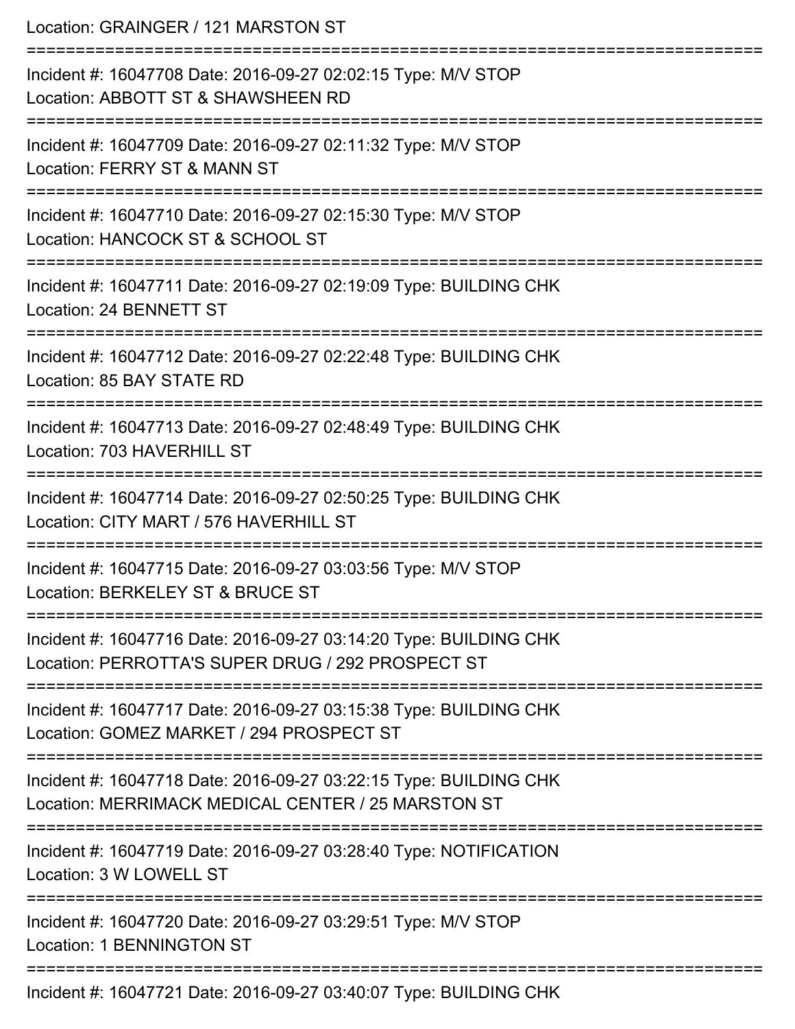Location: GRAINGER / 121 MARSTON ST

===========================================================================

Incident #: 16047708 Date: 2016-09-27 02:02:15 Type: M/V STOP
Location: ABBOTT ST & SHAWSHEEN RD

===========================================================================

Incident #: 16047709 Date: 2016-09-27 02:11:32 Type: M/V STOP
Location: FERRY ST & MANN ST

===========================================================================

Incident #: 16047710 Date: 2016-09-27 02:15:30 Type: M/V STOP
Location: HANCOCK ST & SCHOOL ST

===========================================================================

Incident #: 16047711 Date: 2016-09-27 02:19:09 Type: BUILDING CHK
Location: 24 BENNETT ST

===========================================================================

Incident #: 16047712 Date: 2016-09-27 02:22:48 Type: BUILDING CHK
Location: 85 BAY STATE RD

===========================================================================

Incident #: 16047713 Date: 2016-09-27 02:48:49 Type: BUILDING CHK
Location: 703 HAVERHILL ST

===========================================================================

Incident #: 16047714 Date: 2016-09-27 02:50:25 Type: BUILDING CHK
Location: CITY MART / 576 HAVERHILL ST

===========================================================================

Incident #: 16047715 Date: 2016-09-27 03:03:56 Type: M/V STOP
Location: BERKELEY ST & BRUCE ST

===========================================================================

Incident #: 16047716 Date: 2016-09-27 03:14:20 Type: BUILDING CHK
Location: PERROTTA'S SUPER DRUG / 292 PROSPECT ST

===========================================================================

Incident #: 16047717 Date: 2016-09-27 03:15:38 Type: BUILDING CHK
Location: GOMEZ MARKET / 294 PROSPECT ST

===========================================================================

Incident #: 16047718 Date: 2016-09-27 03:22:15 Type: BUILDING CHK
Location: MERRIMACK MEDICAL CENTER / 25 MARSTON ST

===========================================================================

Incident #: 16047719 Date: 2016-09-27 03:28:40 Type: NOTIFICATION
Location: 3 W LOWELL ST

===========================================================================

Incident #: 16047720 Date: 2016-09-27 03:29:51 Type: M/V STOP
Location: 1 BENNINGTON ST

===========================================================================

Incident #: 16047721 Date: 2016-09-27 03:40:07 Type: BUILDING CHK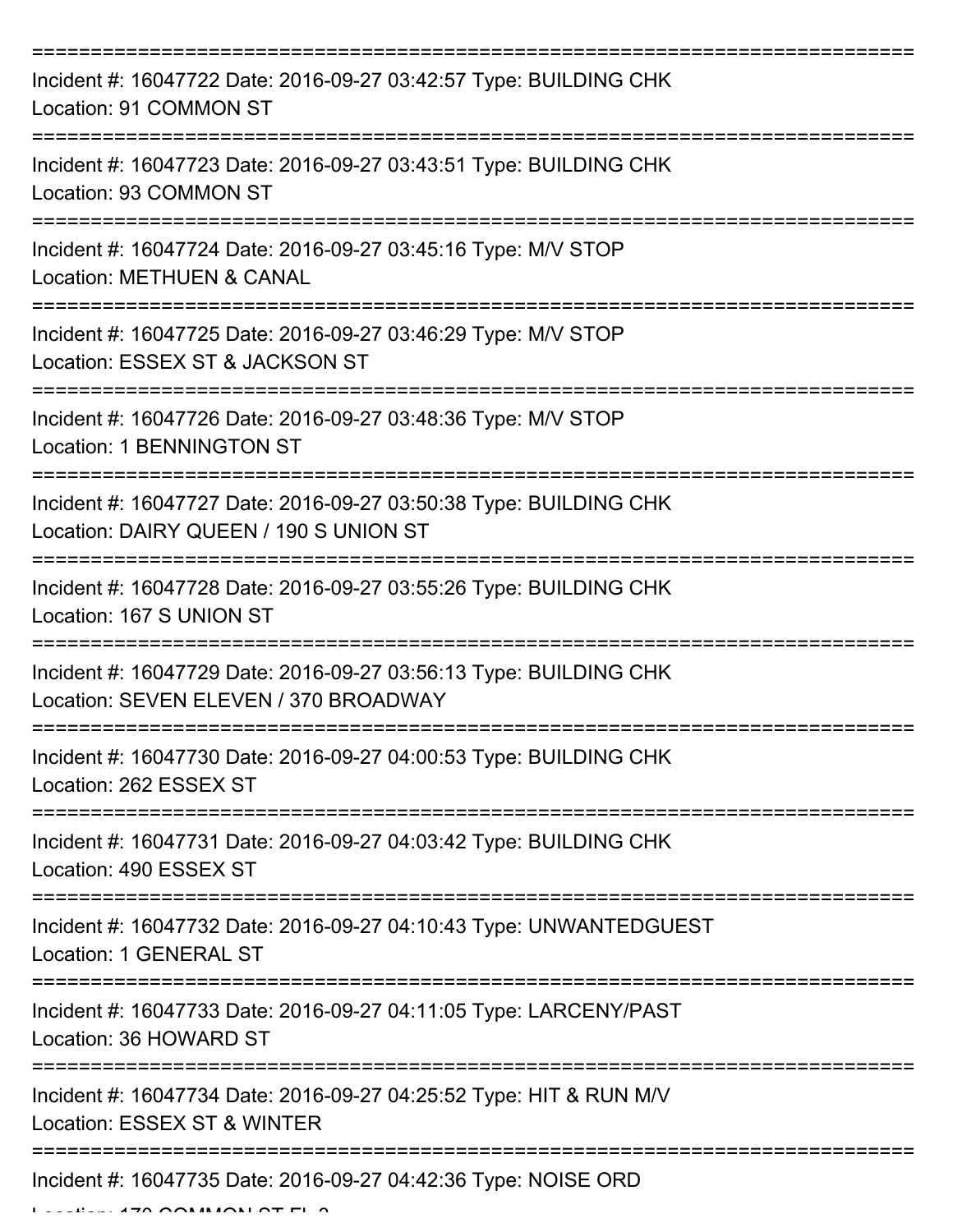===========================================================================

Incident #: 16047722 Date: 2016-09-27 03:42:57 Type: BUILDING CHK
Location: 91 COMMON ST

===========================================================================

Incident #: 16047723 Date: 2016-09-27 03:43:51 Type: BUILDING CHK
Location: 93 COMMON ST

===========================================================================

Incident #: 16047724 Date: 2016-09-27 03:45:16 Type: M/V STOP
Location: METHUEN & CANAL

===========================================================================

Incident #: 16047725 Date: 2016-09-27 03:46:29 Type: M/V STOP
Location: ESSEX ST & JACKSON ST

===========================================================================

Incident #: 16047726 Date: 2016-09-27 03:48:36 Type: M/V STOP
Location: 1 BENNINGTON ST

===========================================================================

Incident #: 16047727 Date: 2016-09-27 03:50:38 Type: BUILDING CHK
Location: DAIRY QUEEN / 190 S UNION ST

===========================================================================

Incident #: 16047728 Date: 2016-09-27 03:55:26 Type: BUILDING CHK
Location: 167 S UNION ST

===========================================================================

Incident #: 16047729 Date: 2016-09-27 03:56:13 Type: BUILDING CHK
Location: SEVEN ELEVEN / 370 BROADWAY

===========================================================================

Incident #: 16047730 Date: 2016-09-27 04:00:53 Type: BUILDING CHK
Location: 262 ESSEX ST

===========================================================================

Incident #: 16047731 Date: 2016-09-27 04:03:42 Type: BUILDING CHK
Location: 490 ESSEX ST

===========================================================================

Incident #: 16047732 Date: 2016-09-27 04:10:43 Type: UNWANTEDGUEST
Location: 1 GENERAL ST

===========================================================================

Incident #: 16047733 Date: 2016-09-27 04:11:05 Type: LARCENY/PAST
Location: 36 HOWARD ST

===========================================================================

Incident #: 16047734 Date: 2016-09-27 04:25:52 Type: HIT & RUN M/V
Location: ESSEX ST & WINTER

===========================================================================

Incident #: 16047735 Date: 2016-09-27 04:42:36 Type: NOISE ORD
Location: 170 COMMON ST FL 3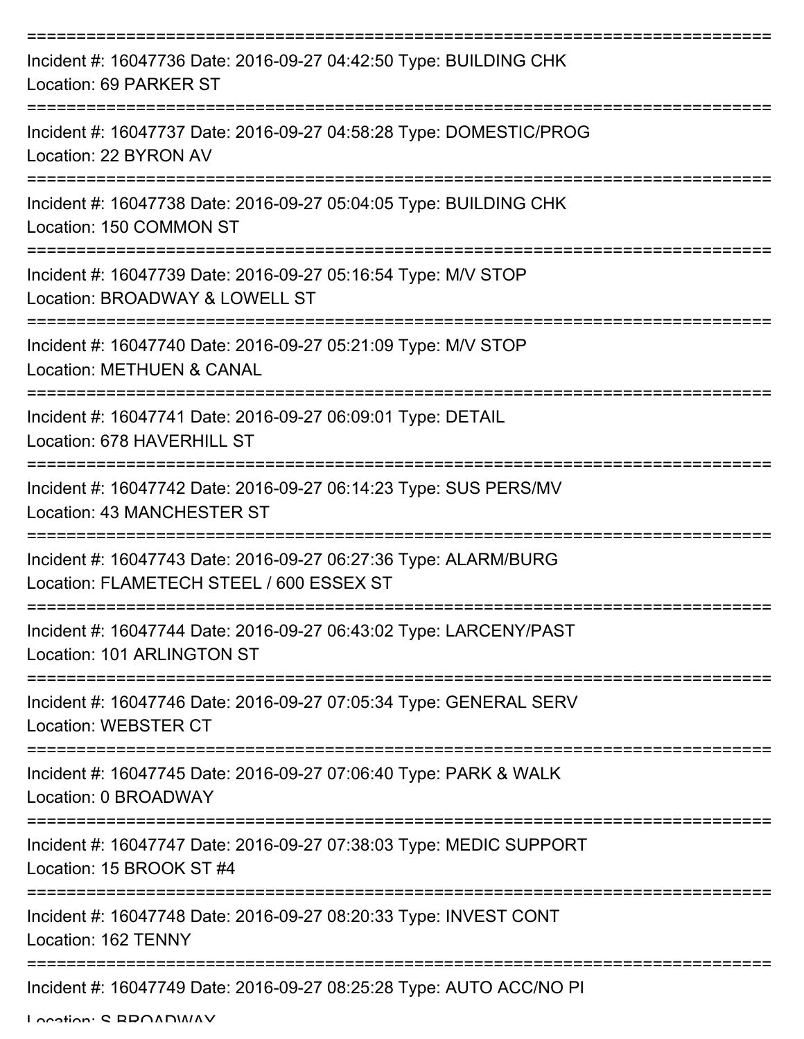===========================================================================

Incident #: 16047736 Date: 2016-09-27 04:42:50 Type: BUILDING CHK

Location: 69 PARKER ST

===========================================================================

Incident #: 16047737 Date: 2016-09-27 04:58:28 Type: DOMESTIC/PROG

Location: 22 BYRON AV

===========================================================================

Incident #: 16047738 Date: 2016-09-27 05:04:05 Type: BUILDING CHK

Location: 150 COMMON ST

===========================================================================

Incident #: 16047739 Date: 2016-09-27 05:16:54 Type: M/V STOP

Location: BROADWAY & LOWELL ST

===========================================================================

Incident #: 16047740 Date: 2016-09-27 05:21:09 Type: M/V STOP

Location: METHUEN & CANAL

===========================================================================

Incident #: 16047741 Date: 2016-09-27 06:09:01 Type: DETAIL

Location: 678 HAVERHILL ST

===========================================================================

Incident #: 16047742 Date: 2016-09-27 06:14:23 Type: SUS PERS/MV

Location: 43 MANCHESTER ST

===========================================================================

Incident #: 16047743 Date: 2016-09-27 06:27:36 Type: ALARM/BURG

Location: FLAMETECH STEEL / 600 ESSEX ST

===========================================================================

Incident #: 16047744 Date: 2016-09-27 06:43:02 Type: LARCENY/PAST

Location: 101 ARLINGTON ST

===========================================================================

Incident #: 16047746 Date: 2016-09-27 07:05:34 Type: GENERAL SERV

Location: WEBSTER CT

===========================================================================

Incident #: 16047745 Date: 2016-09-27 07:06:40 Type: PARK & WALK

Location: 0 BROADWAY

===========================================================================

Incident #: 16047747 Date: 2016-09-27 07:38:03 Type: MEDIC SUPPORT

Location: 15 BROOK ST #4

===========================================================================

Incident #: 16047748 Date: 2016-09-27 08:20:33 Type: INVEST CONT

Location: 162 TENNY

===========================================================================

Incident #: 16047749 Date: 2016-09-27 08:25:28 Type: AUTO ACC/NO PI

Location: S BROADWAY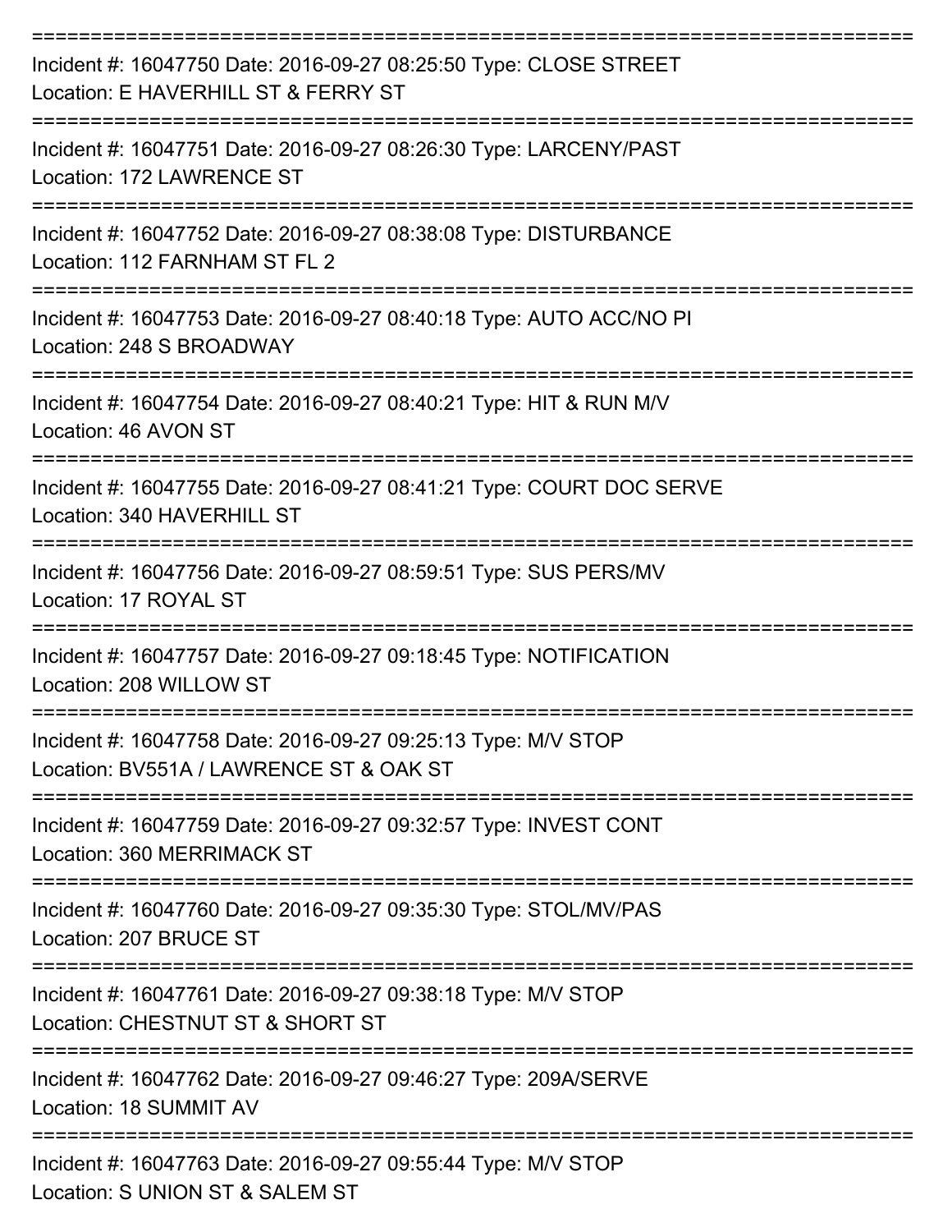===========================================================================

Incident #: 16047750 Date: 2016-09-27 08:25:50 Type: CLOSE STREET
Location: E HAVERHILL ST & FERRY ST

===========================================================================

Incident #: 16047751 Date: 2016-09-27 08:26:30 Type: LARCENY/PAST
Location: 172 LAWRENCE ST

===========================================================================

Incident #: 16047752 Date: 2016-09-27 08:38:08 Type: DISTURBANCE
Location: 112 FARNHAM ST FL 2

===========================================================================

Incident #: 16047753 Date: 2016-09-27 08:40:18 Type: AUTO ACC/NO PI
Location: 248 S BROADWAY

===========================================================================

Incident #: 16047754 Date: 2016-09-27 08:40:21 Type: HIT & RUN M/V
Location: 46 AVON ST

===========================================================================

Incident #: 16047755 Date: 2016-09-27 08:41:21 Type: COURT DOC SERVE
Location: 340 HAVERHILL ST

===========================================================================

Incident #: 16047756 Date: 2016-09-27 08:59:51 Type: SUS PERS/MV
Location: 17 ROYAL ST

===========================================================================

Incident #: 16047757 Date: 2016-09-27 09:18:45 Type: NOTIFICATION
Location: 208 WILLOW ST

===========================================================================

Incident #: 16047758 Date: 2016-09-27 09:25:13 Type: M/V STOP
Location: BV551A / LAWRENCE ST & OAK ST

===========================================================================

Incident #: 16047759 Date: 2016-09-27 09:32:57 Type: INVEST CONT
Location: 360 MERRIMACK ST

===========================================================================

Incident #: 16047760 Date: 2016-09-27 09:35:30 Type: STOL/MV/PAS
Location: 207 BRUCE ST

===========================================================================

Incident #: 16047761 Date: 2016-09-27 09:38:18 Type: M/V STOP
Location: CHESTNUT ST & SHORT ST

===========================================================================

Incident #: 16047762 Date: 2016-09-27 09:46:27 Type: 209A/SERVE
Location: 18 SUMMIT AV

===========================================================================

Incident #: 16047763 Date: 2016-09-27 09:55:44 Type: M/V STOP
Location: S UNION ST & SALEM ST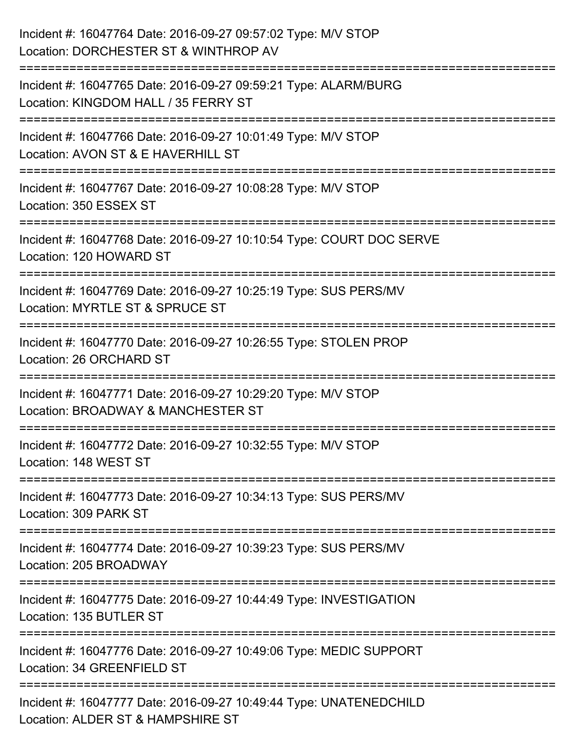Incident #: 16047764 Date: 2016-09-27 09:57:02 Type: M/V STOP
Location: DORCHESTER ST & WINTHROP AV

===========================================================================

Incident #: 16047765 Date: 2016-09-27 09:59:21 Type: ALARM/BURG
Location: KINGDOM HALL / 35 FERRY ST

===========================================================================

Incident #: 16047766 Date: 2016-09-27 10:01:49 Type: M/V STOP
Location: AVON ST & E HAVERHILL ST

===========================================================================

Incident #: 16047767 Date: 2016-09-27 10:08:28 Type: M/V STOP
Location: 350 ESSEX ST

===========================================================================

Incident #: 16047768 Date: 2016-09-27 10:10:54 Type: COURT DOC SERVE
Location: 120 HOWARD ST

===========================================================================

Incident #: 16047769 Date: 2016-09-27 10:25:19 Type: SUS PERS/MV
Location: MYRTLE ST & SPRUCE ST

===========================================================================

Incident #: 16047770 Date: 2016-09-27 10:26:55 Type: STOLEN PROP
Location: 26 ORCHARD ST

===========================================================================

Incident #: 16047771 Date: 2016-09-27 10:29:20 Type: M/V STOP
Location: BROADWAY & MANCHESTER ST

===========================================================================

Incident #: 16047772 Date: 2016-09-27 10:32:55 Type: M/V STOP
Location: 148 WEST ST

===========================================================================

Incident #: 16047773 Date: 2016-09-27 10:34:13 Type: SUS PERS/MV
Location: 309 PARK ST

===========================================================================

Incident #: 16047774 Date: 2016-09-27 10:39:23 Type: SUS PERS/MV
Location: 205 BROADWAY

===========================================================================

Incident #: 16047775 Date: 2016-09-27 10:44:49 Type: INVESTIGATION
Location: 135 BUTLER ST

===========================================================================

Incident #: 16047776 Date: 2016-09-27 10:49:06 Type: MEDIC SUPPORT
Location: 34 GREENFIELD ST

===========================================================================

Incident #: 16047777 Date: 2016-09-27 10:49:44 Type: UNATENEDCHILD
Location: ALDER ST & HAMPSHIRE ST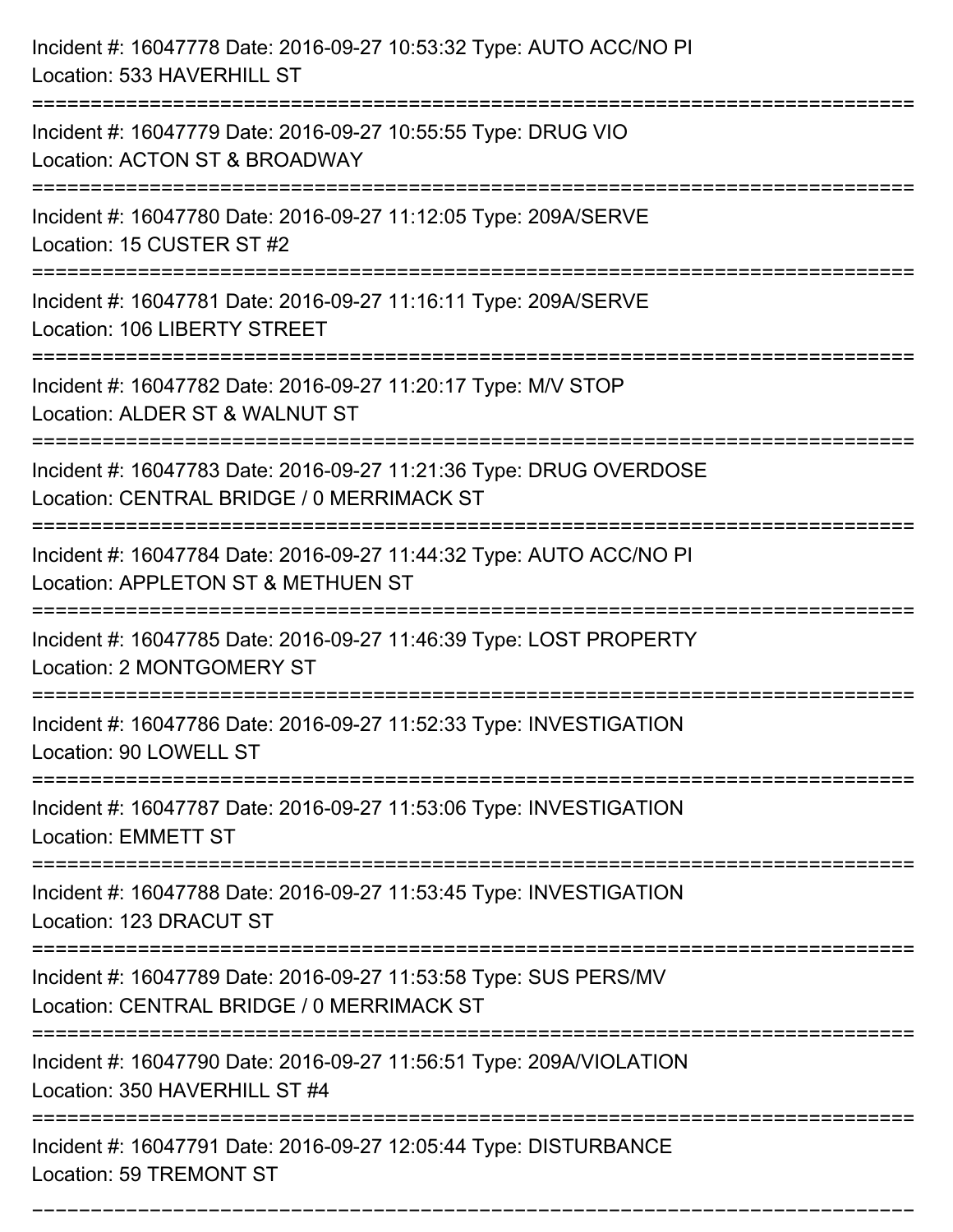Incident #: 16047778 Date: 2016-09-27 10:53:32 Type: AUTO ACC/NO PI
Location: 533 HAVERHILL ST

===========================================================================

Incident #: 16047779 Date: 2016-09-27 10:55:55 Type: DRUG VIO
Location: ACTON ST & BROADWAY

===========================================================================

Incident #: 16047780 Date: 2016-09-27 11:12:05 Type: 209A/SERVE
Location: 15 CUSTER ST #2

===========================================================================

Incident #: 16047781 Date: 2016-09-27 11:16:11 Type: 209A/SERVE
Location: 106 LIBERTY STREET

===========================================================================

Incident #: 16047782 Date: 2016-09-27 11:20:17 Type: M/V STOP
Location: ALDER ST & WALNUT ST

===========================================================================

Incident #: 16047783 Date: 2016-09-27 11:21:36 Type: DRUG OVERDOSE
Location: CENTRAL BRIDGE / 0 MERRIMACK ST

===========================================================================

Incident #: 16047784 Date: 2016-09-27 11:44:32 Type: AUTO ACC/NO PI
Location: APPLETON ST & METHUEN ST

===========================================================================

Incident #: 16047785 Date: 2016-09-27 11:46:39 Type: LOST PROPERTY
Location: 2 MONTGOMERY ST

===========================================================================

Incident #: 16047786 Date: 2016-09-27 11:52:33 Type: INVESTIGATION
Location: 90 LOWELL ST

===========================================================================

Incident #: 16047787 Date: 2016-09-27 11:53:06 Type: INVESTIGATION
Location: EMMETT ST

===========================================================================

Incident #: 16047788 Date: 2016-09-27 11:53:45 Type: INVESTIGATION
Location: 123 DRACUT ST

===========================================================================

Incident #: 16047789 Date: 2016-09-27 11:53:58 Type: SUS PERS/MV
Location: CENTRAL BRIDGE / 0 MERRIMACK ST

===========================================================================

Incident #: 16047790 Date: 2016-09-27 11:56:51 Type: 209A/VIOLATION
Location: 350 HAVERHILL ST #4

===========================================================================

Incident #: 16047791 Date: 2016-09-27 12:05:44 Type: DISTURBANCE
Location: 59 TREMONT ST

===========================================================================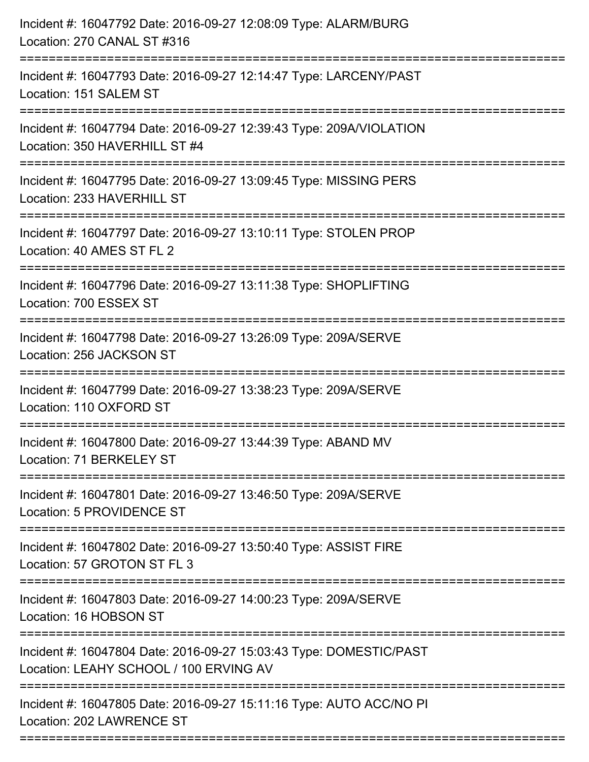Incident #: 16047792 Date: 2016-09-27 12:08:09 Type: ALARM/BURG
Location: 270 CANAL ST #316

===========================================================================

Incident #: 16047793 Date: 2016-09-27 12:14:47 Type: LARCENY/PAST
Location: 151 SALEM ST

===========================================================================

Incident #: 16047794 Date: 2016-09-27 12:39:43 Type: 209A/VIOLATION
Location: 350 HAVERHILL ST #4

===========================================================================

Incident #: 16047795 Date: 2016-09-27 13:09:45 Type: MISSING PERS
Location: 233 HAVERHILL ST

===========================================================================

Incident #: 16047797 Date: 2016-09-27 13:10:11 Type: STOLEN PROP
Location: 40 AMES ST FL 2

===========================================================================

Incident #: 16047796 Date: 2016-09-27 13:11:38 Type: SHOPLIFTING
Location: 700 ESSEX ST

===========================================================================

Incident #: 16047798 Date: 2016-09-27 13:26:09 Type: 209A/SERVE
Location: 256 JACKSON ST

===========================================================================

Incident #: 16047799 Date: 2016-09-27 13:38:23 Type: 209A/SERVE
Location: 110 OXFORD ST

===========================================================================

Incident #: 16047800 Date: 2016-09-27 13:44:39 Type: ABAND MV
Location: 71 BERKELEY ST

===========================================================================

Incident #: 16047801 Date: 2016-09-27 13:46:50 Type: 209A/SERVE
Location: 5 PROVIDENCE ST

===========================================================================

Incident #: 16047802 Date: 2016-09-27 13:50:40 Type: ASSIST FIRE
Location: 57 GROTON ST FL 3

===========================================================================

Incident #: 16047803 Date: 2016-09-27 14:00:23 Type: 209A/SERVE
Location: 16 HOBSON ST

===========================================================================

Incident #: 16047804 Date: 2016-09-27 15:03:43 Type: DOMESTIC/PAST
Location: LEAHY SCHOOL / 100 ERVING AV

===========================================================================

Incident #: 16047805 Date: 2016-09-27 15:11:16 Type: AUTO ACC/NO PI
Location: 202 LAWRENCE ST

===========================================================================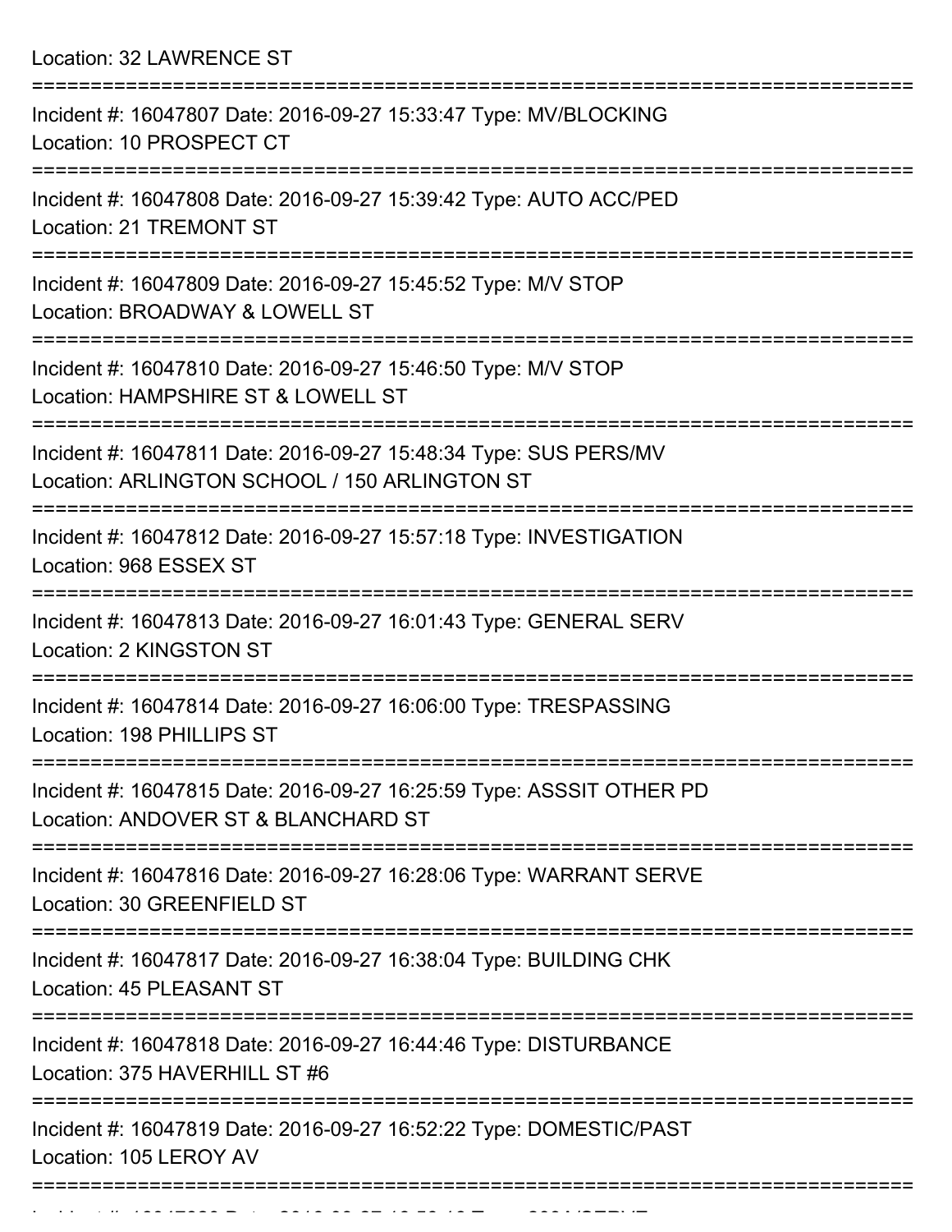Location: 32 LAWRENCE ST

===========================================================================

Incident #: 16047807 Date: 2016-09-27 15:33:47 Type: MV/BLOCKING
Location: 10 PROSPECT CT

===========================================================================

Incident #: 16047808 Date: 2016-09-27 15:39:42 Type: AUTO ACC/PED
Location: 21 TREMONT ST

===========================================================================

Incident #: 16047809 Date: 2016-09-27 15:45:52 Type: M/V STOP
Location: BROADWAY & LOWELL ST

===========================================================================

Incident #: 16047810 Date: 2016-09-27 15:46:50 Type: M/V STOP
Location: HAMPSHIRE ST & LOWELL ST

===========================================================================

Incident #: 16047811 Date: 2016-09-27 15:48:34 Type: SUS PERS/MV
Location: ARLINGTON SCHOOL / 150 ARLINGTON ST

===========================================================================

Incident #: 16047812 Date: 2016-09-27 15:57:18 Type: INVESTIGATION
Location: 968 ESSEX ST

===========================================================================

Incident #: 16047813 Date: 2016-09-27 16:01:43 Type: GENERAL SERV
Location: 2 KINGSTON ST

===========================================================================

Incident #: 16047814 Date: 2016-09-27 16:06:00 Type: TRESPASSING
Location: 198 PHILLIPS ST

===========================================================================

Incident #: 16047815 Date: 2016-09-27 16:25:59 Type: ASSSIT OTHER PD
Location: ANDOVER ST & BLANCHARD ST

===========================================================================

Incident #: 16047816 Date: 2016-09-27 16:28:06 Type: WARRANT SERVE
Location: 30 GREENFIELD ST

===========================================================================

Incident #: 16047817 Date: 2016-09-27 16:38:04 Type: BUILDING CHK
Location: 45 PLEASANT ST

===========================================================================

Incident #: 16047818 Date: 2016-09-27 16:44:46 Type: DISTURBANCE
Location: 375 HAVERHILL ST #6

===========================================================================

Incident #: 16047819 Date: 2016-09-27 16:52:22 Type: DOMESTIC/PAST
Location: 105 LEROY AV

===========================================================================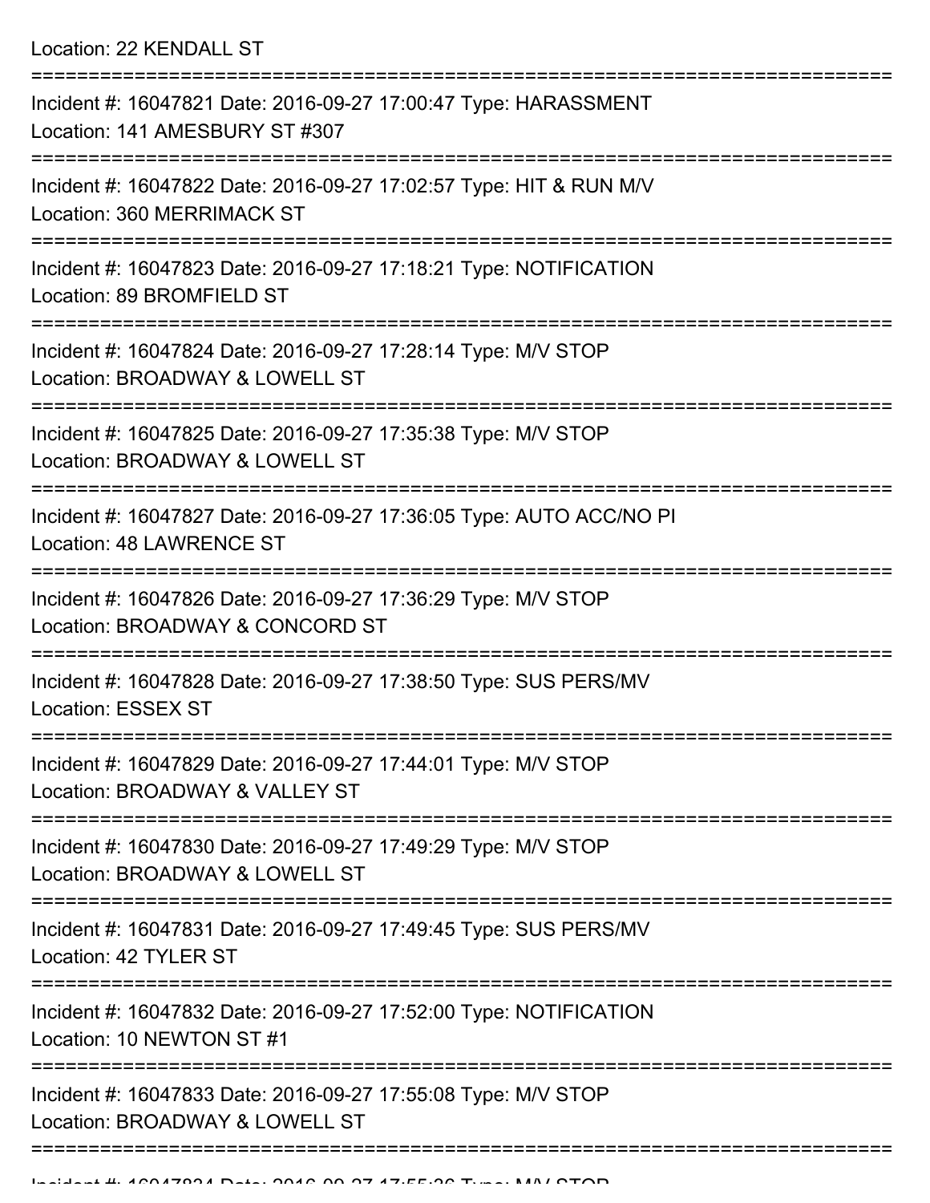Location: 22 KENDALL ST

===========================================================================

Incident #: 16047821 Date: 2016-09-27 17:00:47 Type: HARASSMENT
Location: 141 AMESBURY ST #307

===========================================================================

Incident #: 16047822 Date: 2016-09-27 17:02:57 Type: HIT & RUN M/V
Location: 360 MERRIMACK ST

===========================================================================

Incident #: 16047823 Date: 2016-09-27 17:18:21 Type: NOTIFICATION
Location: 89 BROMFIELD ST

===========================================================================

Incident #: 16047824 Date: 2016-09-27 17:28:14 Type: M/V STOP
Location: BROADWAY & LOWELL ST

===========================================================================

Incident #: 16047825 Date: 2016-09-27 17:35:38 Type: M/V STOP
Location: BROADWAY & LOWELL ST

===========================================================================

Incident #: 16047827 Date: 2016-09-27 17:36:05 Type: AUTO ACC/NO PI
Location: 48 LAWRENCE ST

===========================================================================

Incident #: 16047826 Date: 2016-09-27 17:36:29 Type: M/V STOP
Location: BROADWAY & CONCORD ST

===========================================================================

Incident #: 16047828 Date: 2016-09-27 17:38:50 Type: SUS PERS/MV
Location: ESSEX ST

===========================================================================

Incident #: 16047829 Date: 2016-09-27 17:44:01 Type: M/V STOP
Location: BROADWAY & VALLEY ST

===========================================================================

Incident #: 16047830 Date: 2016-09-27 17:49:29 Type: M/V STOP
Location: BROADWAY & LOWELL ST

===========================================================================

Incident #: 16047831 Date: 2016-09-27 17:49:45 Type: SUS PERS/MV
Location: 42 TYLER ST

===========================================================================

Incident #: 16047832 Date: 2016-09-27 17:52:00 Type: NOTIFICATION
Location: 10 NEWTON ST #1

===========================================================================

Incident #: 16047833 Date: 2016-09-27 17:55:08 Type: M/V STOP
Location: BROADWAY & LOWELL ST

===========================================================================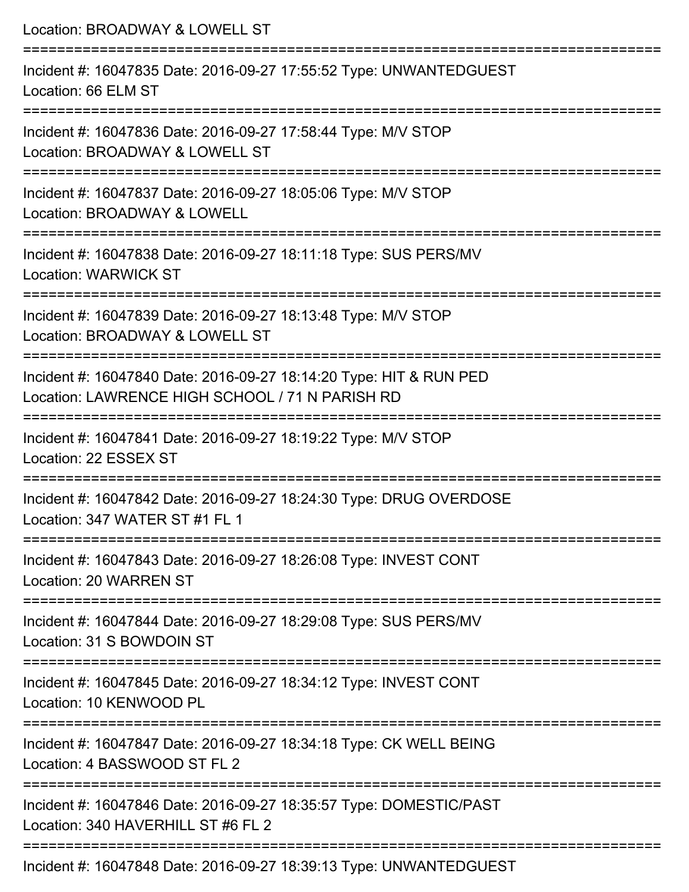Location: BROADWAY & LOWELL ST

===========================================================================

Incident #: 16047835 Date: 2016-09-27 17:55:52 Type: UNWANTEDGUEST
Location: 66 ELM ST

===========================================================================

Incident #: 16047836 Date: 2016-09-27 17:58:44 Type: M/V STOP
Location: BROADWAY & LOWELL ST

===========================================================================

Incident #: 16047837 Date: 2016-09-27 18:05:06 Type: M/V STOP
Location: BROADWAY & LOWELL

===========================================================================

Incident #: 16047838 Date: 2016-09-27 18:11:18 Type: SUS PERS/MV
Location: WARWICK ST

===========================================================================

Incident #: 16047839 Date: 2016-09-27 18:13:48 Type: M/V STOP
Location: BROADWAY & LOWELL ST

===========================================================================

Incident #: 16047840 Date: 2016-09-27 18:14:20 Type: HIT & RUN PED
Location: LAWRENCE HIGH SCHOOL / 71 N PARISH RD

===========================================================================

Incident #: 16047841 Date: 2016-09-27 18:19:22 Type: M/V STOP
Location: 22 ESSEX ST

===========================================================================

Incident #: 16047842 Date: 2016-09-27 18:24:30 Type: DRUG OVERDOSE
Location: 347 WATER ST #1 FL 1

===========================================================================

Incident #: 16047843 Date: 2016-09-27 18:26:08 Type: INVEST CONT
Location: 20 WARREN ST

===========================================================================

Incident #: 16047844 Date: 2016-09-27 18:29:08 Type: SUS PERS/MV
Location: 31 S BOWDOIN ST

===========================================================================

Incident #: 16047845 Date: 2016-09-27 18:34:12 Type: INVEST CONT
Location: 10 KENWOOD PL

===========================================================================

Incident #: 16047847 Date: 2016-09-27 18:34:18 Type: CK WELL BEING
Location: 4 BASSWOOD ST FL 2

===========================================================================

Incident #: 16047846 Date: 2016-09-27 18:35:57 Type: DOMESTIC/PAST
Location: 340 HAVERHILL ST #6 FL 2

===========================================================================

Incident #: 16047848 Date: 2016-09-27 18:39:13 Type: UNWANTEDGUEST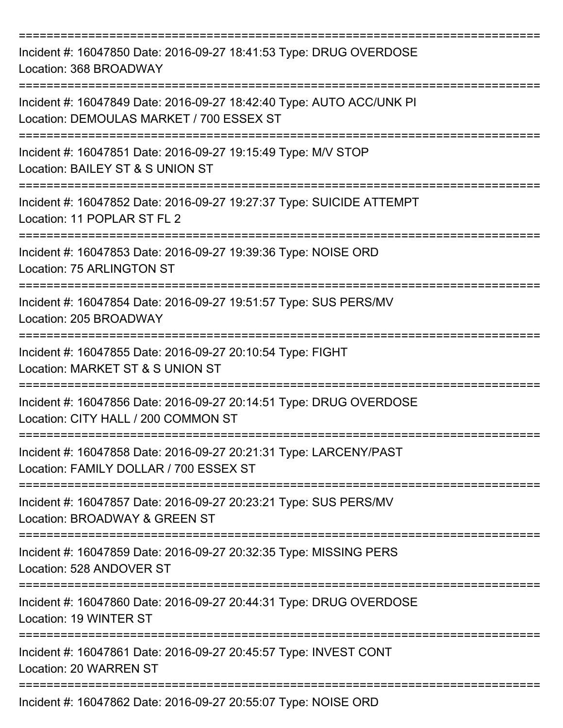===========================================================================

Incident #: 16047850 Date: 2016-09-27 18:41:53 Type: DRUG OVERDOSE
Location: 368 BROADWAY

===========================================================================

Incident #: 16047849 Date: 2016-09-27 18:42:40 Type: AUTO ACC/UNK PI
Location: DEMOULAS MARKET / 700 ESSEX ST

===========================================================================

Incident #: 16047851 Date: 2016-09-27 19:15:49 Type: M/V STOP
Location: BAILEY ST & S UNION ST

===========================================================================

Incident #: 16047852 Date: 2016-09-27 19:27:37 Type: SUICIDE ATTEMPT
Location: 11 POPLAR ST FL 2

===========================================================================

Incident #: 16047853 Date: 2016-09-27 19:39:36 Type: NOISE ORD
Location: 75 ARLINGTON ST

===========================================================================

Incident #: 16047854 Date: 2016-09-27 19:51:57 Type: SUS PERS/MV
Location: 205 BROADWAY

===========================================================================

Incident #: 16047855 Date: 2016-09-27 20:10:54 Type: FIGHT
Location: MARKET ST & S UNION ST

===========================================================================

Incident #: 16047856 Date: 2016-09-27 20:14:51 Type: DRUG OVERDOSE
Location: CITY HALL / 200 COMMON ST

===========================================================================

Incident #: 16047858 Date: 2016-09-27 20:21:31 Type: LARCENY/PAST
Location: FAMILY DOLLAR / 700 ESSEX ST

===========================================================================

Incident #: 16047857 Date: 2016-09-27 20:23:21 Type: SUS PERS/MV
Location: BROADWAY & GREEN ST

===========================================================================

Incident #: 16047859 Date: 2016-09-27 20:32:35 Type: MISSING PERS
Location: 528 ANDOVER ST

===========================================================================

Incident #: 16047860 Date: 2016-09-27 20:44:31 Type: DRUG OVERDOSE
Location: 19 WINTER ST

===========================================================================

Incident #: 16047861 Date: 2016-09-27 20:45:57 Type: INVEST CONT
Location: 20 WARREN ST

===========================================================================

Incident #: 16047862 Date: 2016-09-27 20:55:07 Type: NOISE ORD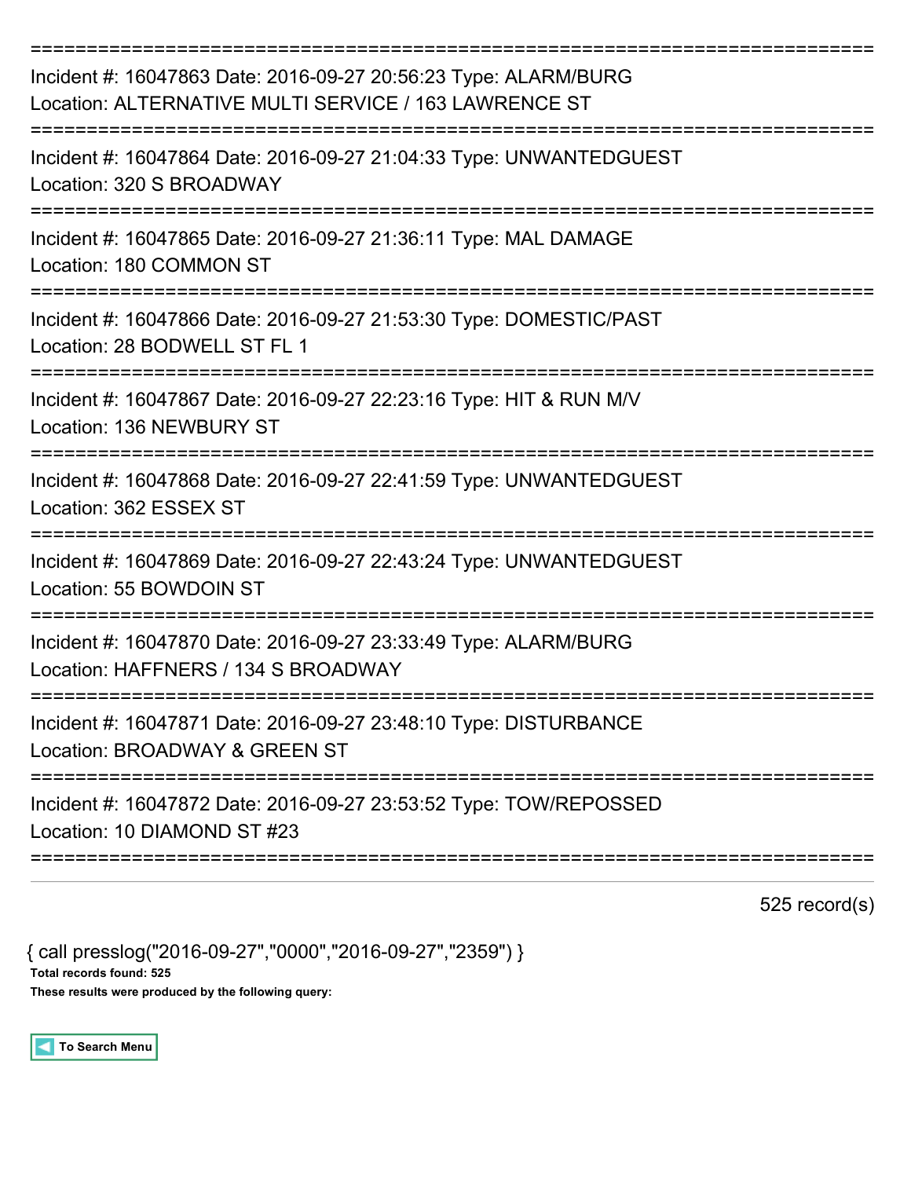Incident #: 16047863 Date: 2016-09-27 20:56:23 Type: ALARM/BURG
Location: ALTERNATIVE MULTI SERVICE / 163 LAWRENCE ST

Incident #: 16047864 Date: 2016-09-27 21:04:33 Type: UNWANTEDGUEST
Location: 320 S BROADWAY

Incident #: 16047865 Date: 2016-09-27 21:36:11 Type: MAL DAMAGE
Location: 180 COMMON ST

Incident #: 16047866 Date: 2016-09-27 21:53:30 Type: DOMESTIC/PAST
Location: 28 BODWELL ST FL 1

Incident #: 16047867 Date: 2016-09-27 22:23:16 Type: HIT & RUN M/V
Location: 136 NEWBURY ST

Incident #: 16047868 Date: 2016-09-27 22:41:59 Type: UNWANTEDGUEST
Location: 362 ESSEX ST

Incident #: 16047869 Date: 2016-09-27 22:43:24 Type: UNWANTEDGUEST
Location: 55 BOWDOIN ST

Incident #: 16047870 Date: 2016-09-27 23:33:49 Type: ALARM/BURG
Location: HAFFNERS / 134 S BROADWAY

Incident #: 16047871 Date: 2016-09-27 23:48:10 Type: DISTURBANCE
Location: BROADWAY & GREEN ST

Incident #: 16047872 Date: 2016-09-27 23:53:52 Type: TOW/REPOSSED
Location: 10 DIAMOND ST #23

525 record(s)

{ call presslog("2016-09-27","0000","2016-09-27","2359") }

**Total records found: 525**

**These results were produced by the following query:**

To Search Menu